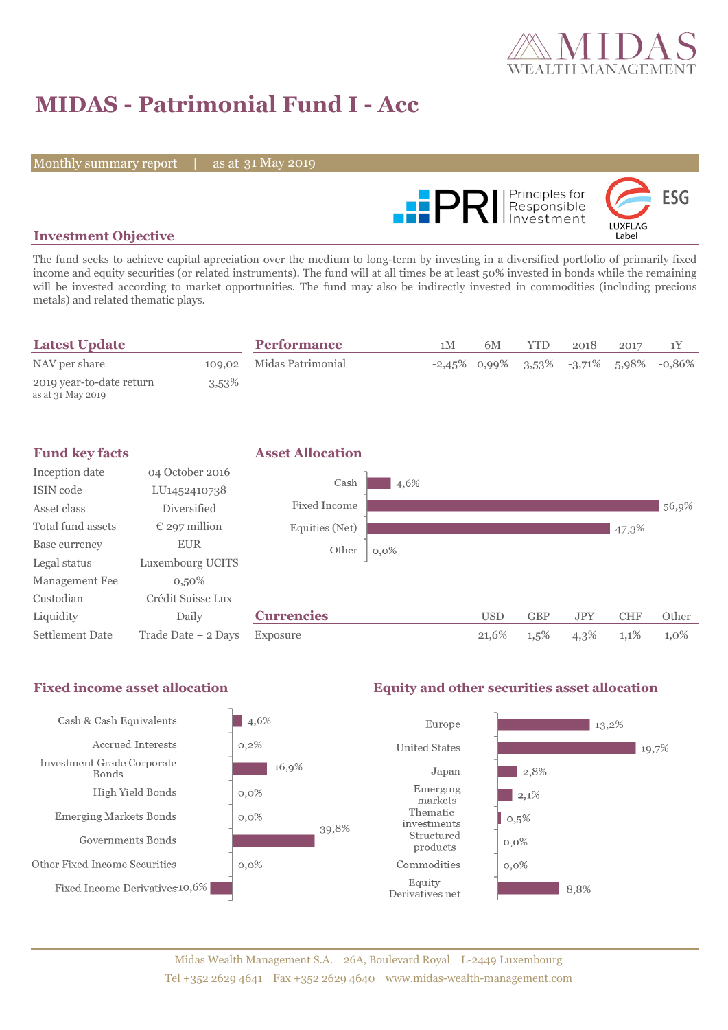# MIDAS - Patrimonial Fund I - Acc

Monthly summary report | as at 31 May 2019

## Investment Objective

The fund seeks to achieve capital apreciation over the medium to long-term by investing in a diversified portfolio of primarily fixed income and equity securities (or related instruments). The fund will at all times be at least 50% invested in bonds while the remaining will be invested according to market opportunities. The fund may also be indirectly invested in commodities (including precious metals) and related thematic plays.

## Latest Update

| | |
|---|---|
| NAV per share | 109,02 |
| 2019 year-to-date return (as at 31 May 2019) | 3,53% |

## Performance

| | 1M | 6M | YTD | 2018 | 2017 | 1Y |
|---|---|---|---|---|---|---|
| Midas Patrimonial | -2,45% | 0,99% | 3,53% | -3,71% | 5,98% | -0,86% |

## Fund key facts

| | |
|---|---|
| Inception date | 04 October 2016 |
| ISIN code | LU1452410738 |
| Asset class | Diversified |
| Total fund assets | € 297 million |
| Base currency | EUR |
| Legal status | Luxembourg UCITS |
| Management Fee | 0,50% |
| Custodian | Crédit Suisse Lux |
| Liquidity | Daily |
| Settlement Date | Trade Date + 2 Days |

## Asset Allocation

| | |
|---|---|
| Cash | 4,6% |
| Fixed Income | 56,9% |
| Equities (Net) | 47,3% |
| Other | 0,0% |

## Currencies

| | USD | GBP | JPY | CHF | Other |
|---|---|---|---|---|---|
| Exposure | 21,6% | 1,5% | 4,3% | 1,1% | 1,0% |

## Fixed income asset allocation

| | |
|---|---|
| Cash & Cash Equivalents | 4,6% |
| Accrued Interests | 0,2% |
| Investment Grade Corporate Bonds | 16,9% |
| High Yield Bonds | 0,0% |
| Emerging Markets Bonds | 0,0% |
| Governments Bonds | 39,8% |
| Other Fixed Income Securities | 0,0% |
| Fixed Income Derivatives | -10,6% |

## Equity and other securities asset allocation

| | |
|---|---|
| Europe | 13,2% |
| United States | 19,7% |
| Japan | 2,8% |
| Emerging markets | 2,1% |
| Thematic investments | 0,5% |
| Structured products | 0,0% |
| Commodities | 0,0% |
| Equity Derivatives net | 8,8% |

Midas Wealth Management S.A. 26A, Boulevard Royal L-2449 Luxembourg
Tel +352 2629 4641 Fax +352 2629 4640 www.midas-wealth-management.com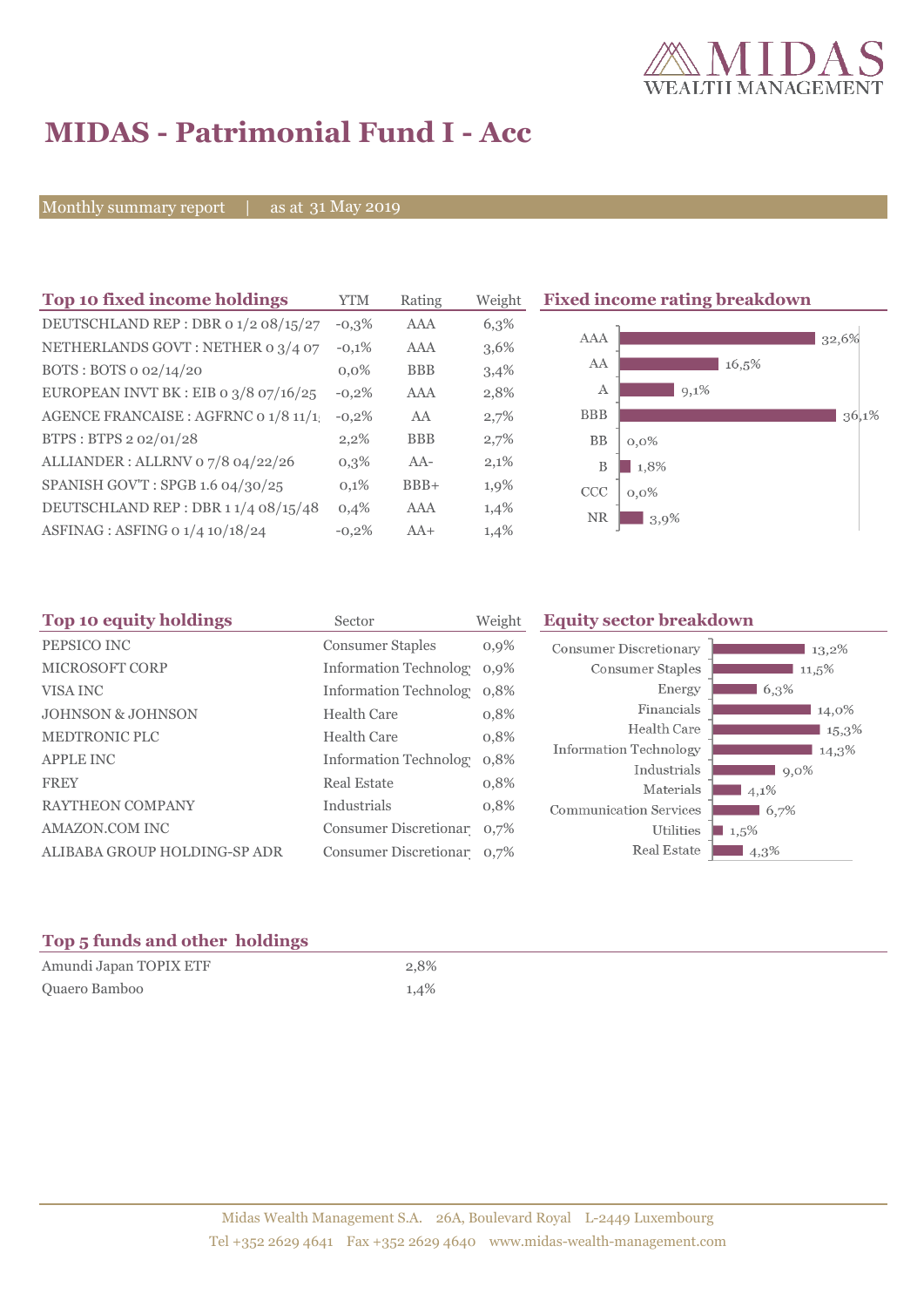# MIDAS - Patrimonial Fund I - Acc

Monthly summary report | as at 31 May 2019

## Top 10 fixed income holdings

| Top 10 fixed income holdings | YTM | Rating | Weight |
|---|---|---|---|
| DEUTSCHLAND REP : DBR 0 1/2 08/15/27 | -0,3% | AAA | 6,3% |
| NETHERLANDS GOVT : NETHER 0 3/4 07 | -0,1% | AAA | 3,6% |
| BOTS : BOTS 0 02/14/20 | 0,0% | BBB | 3,4% |
| EUROPEAN INVT BK : EIB 0 3/8 07/16/25 | -0,2% | AAA | 2,8% |
| AGENCE FRANCAISE : AGFRNC 0 1/8 11/1 | -0,2% | AA | 2,7% |
| BTPS : BTPS 2 02/01/28 | 2,2% | BBB | 2,7% |
| ALLIANDER : ALLRNV 0 7/8 04/22/26 | 0,3% | AA- | 2,1% |
| SPANISH GOV'T : SPGB 1.6 04/30/25 | 0,1% | BBB+ | 1,9% |
| DEUTSCHLAND REP : DBR 1 1/4 08/15/48 | 0,4% | AAA | 1,4% |
| ASFINAG : ASFING 0 1/4 10/18/24 | -0,2% | AA+ | 1,4% |

## Fixed income rating breakdown

| Rating | Weight |
|---|---|
| AAA | 32,6% |
| AA | 16,5% |
| A | 9,1% |
| BBB | 36,1% |
| BB | 0,0% |
| B | 1,8% |
| CCC | 0,0% |
| NR | 3,9% |

## Top 10 equity holdings

| Top 10 equity holdings | Sector | Weight |
|---|---|---|
| PEPSICO INC | Consumer Staples | 0,9% |
| MICROSOFT CORP | Information Technolog | 0,9% |
| VISA INC | Information Technolog | 0,8% |
| JOHNSON & JOHNSON | Health Care | 0,8% |
| MEDTRONIC PLC | Health Care | 0,8% |
| APPLE INC | Information Technolog | 0,8% |
| FREY | Real Estate | 0,8% |
| RAYTHEON COMPANY | Industrials | 0,8% |
| AMAZON.COM INC | Consumer Discretionar | 0,7% |
| ALIBABA GROUP HOLDING-SP ADR | Consumer Discretionar | 0,7% |

## Equity sector breakdown

| Sector | Weight |
|---|---|
| Consumer Discretionary | 13,2% |
| Consumer Staples | 11,5% |
| Energy | 6,3% |
| Financials | 14,0% |
| Health Care | 15,3% |
| Information Technology | 14,3% |
| Industrials | 9,0% |
| Materials | 4,1% |
| Communication Services | 6,7% |
| Utilities | 1,5% |
| Real Estate | 4,3% |

## Top 5 funds and other holdings

| Top 5 funds and other holdings | Weight |
|---|---|
| Amundi Japan TOPIX ETF | 2,8% |
| Quaero Bamboo | 1,4% |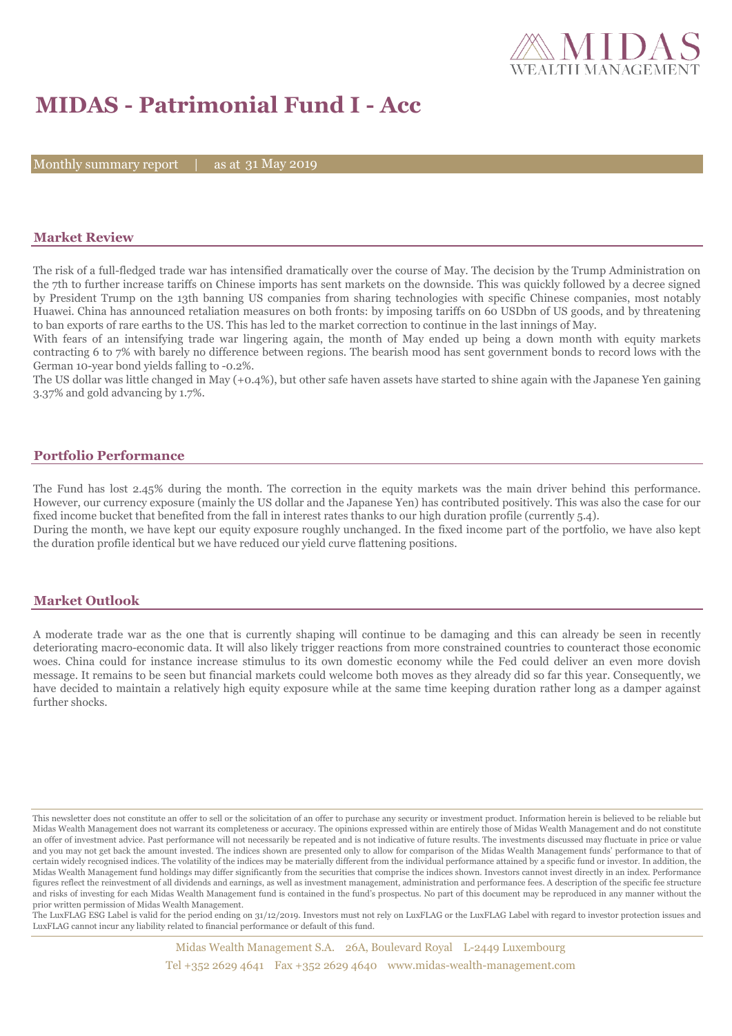# MIDAS - Patrimonial Fund I - Acc

Monthly summary report | as at 31 May 2019

## Market Review

The risk of a full-fledged trade war has intensified dramatically over the course of May. The decision by the Trump Administration on the 7th to further increase tariffs on Chinese imports has sent markets on the downside. This was quickly followed by a decree signed by President Trump on the 13th banning US companies from sharing technologies with specific Chinese companies, most notably Huawei. China has announced retaliation measures on both fronts: by imposing tariffs on 60 USDbn of US goods, and by threatening to ban exports of rare earths to the US. This has led to the market correction to continue in the last innings of May.
With fears of an intensifying trade war lingering again, the month of May ended up being a down month with equity markets contracting 6 to 7% with barely no difference between regions. The bearish mood has sent government bonds to record lows with the German 10-year bond yields falling to -0.2%.
The US dollar was little changed in May (+0.4%), but other safe haven assets have started to shine again with the Japanese Yen gaining 3.37% and gold advancing by 1.7%.

## Portfolio Performance

The Fund has lost 2.45% during the month. The correction in the equity markets was the main driver behind this performance. However, our currency exposure (mainly the US dollar and the Japanese Yen) has contributed positively. This was also the case for our fixed income bucket that benefited from the fall in interest rates thanks to our high duration profile (currently 5.4).
During the month, we have kept our equity exposure roughly unchanged. In the fixed income part of the portfolio, we have also kept the duration profile identical but we have reduced our yield curve flattening positions.

## Market Outlook

A moderate trade war as the one that is currently shaping will continue to be damaging and this can already be seen in recently deteriorating macro-economic data. It will also likely trigger reactions from more constrained countries to counteract those economic woes. China could for instance increase stimulus to its own domestic economy while the Fed could deliver an even more dovish message. It remains to be seen but financial markets could welcome both moves as they already did so far this year. Consequently, we have decided to maintain a relatively high equity exposure while at the same time keeping duration rather long as a damper against further shocks.

This newsletter does not constitute an offer to sell or the solicitation of an offer to purchase any security or investment product. Information herein is believed to be reliable but Midas Wealth Management does not warrant its completeness or accuracy. The opinions expressed within are entirely those of Midas Wealth Management and do not constitute an offer of investment advice. Past performance will not necessarily be repeated and is not indicative of future results. The investments discussed may fluctuate in price or value and you may not get back the amount invested. The indices shown are presented only to allow for comparison of the Midas Wealth Management funds' performance to that of certain widely recognised indices. The volatility of the indices may be materially different from the individual performance attained by a specific fund or investor. In addition, the Midas Wealth Management fund holdings may differ significantly from the securities that comprise the indices shown. Investors cannot invest directly in an index. Performance figures reflect the reinvestment of all dividends and earnings, as well as investment management, administration and performance fees. A description of the specific fee structure and risks of investing for each Midas Wealth Management fund is contained in the fund's prospectus. No part of this document may be reproduced in any manner without the prior written permission of Midas Wealth Management.
The LuxFLAG ESG Label is valid for the period ending on 31/12/2019. Investors must not rely on LuxFLAG or the LuxFLAG Label with regard to investor protection issues and LuxFLAG cannot incur any liability related to financial performance or default of this fund.

Midas Wealth Management S.A. 26A, Boulevard Royal L-2449 Luxembourg
Tel +352 2629 4641 Fax +352 2629 4640 www.midas-wealth-management.com